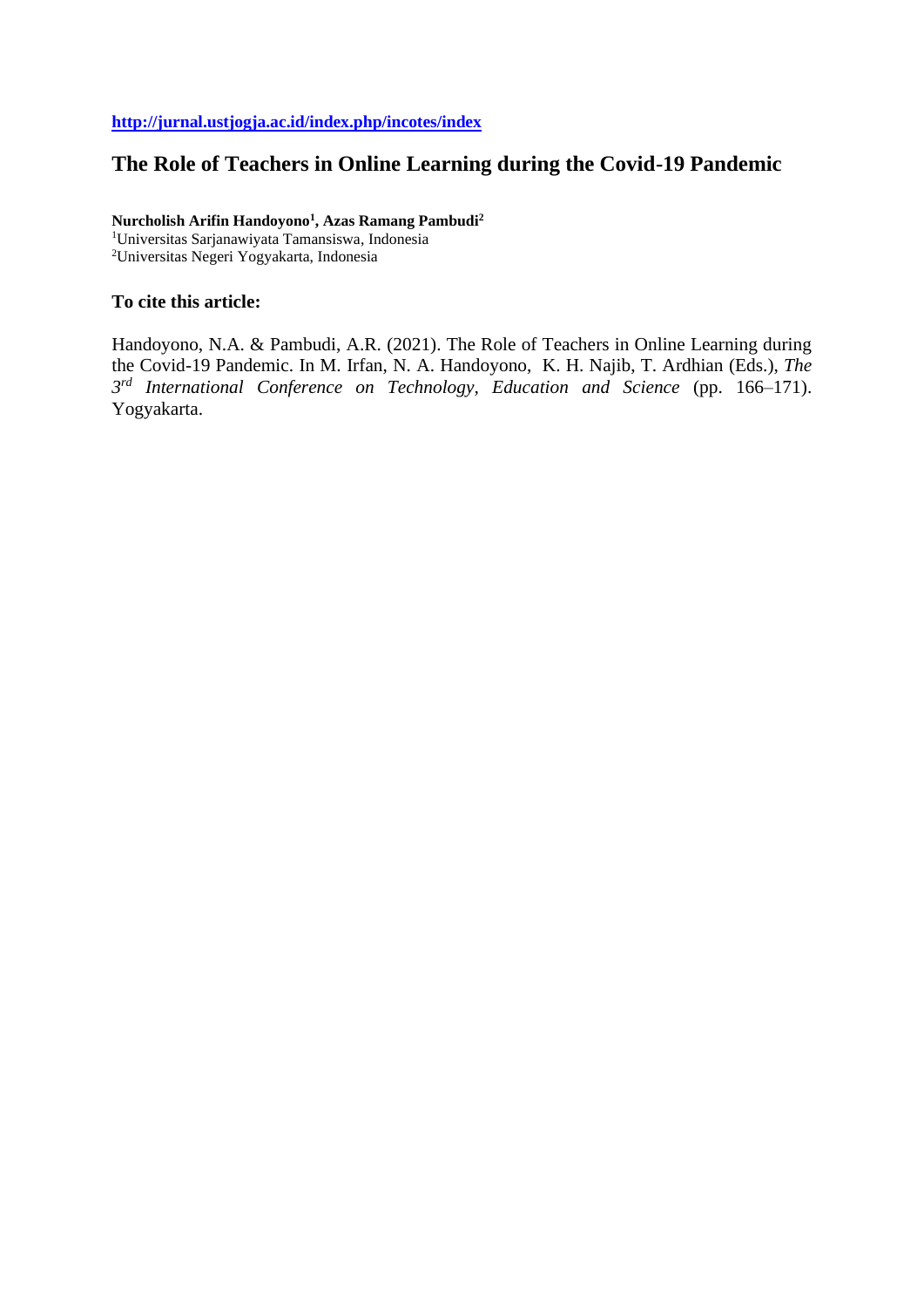http://jurnal.ustjogja.ac.id/index.php/incotes/index

# The Role of Teachers in Online Learning during the Covid-19 Pandemic

**Nurcholish Arifin Handoyono[1], Azas Ramang Pambudi[2]**
[1]Universitas Sarjanawiyata Tamansiswa, Indonesia
[2]Universitas Negeri Yogyakarta, Indonesia

### To cite this article:

Handoyono, N.A. & Pambudi, A.R. (2021). The Role of Teachers in Online Learning during the Covid-19 Pandemic. In M. Irfan, N. A. Handoyono, K. H. Najib, T. Ardhian (Eds.), *The 3rd International Conference on Technology, Education and Science* (pp. 166–171). Yogyakarta.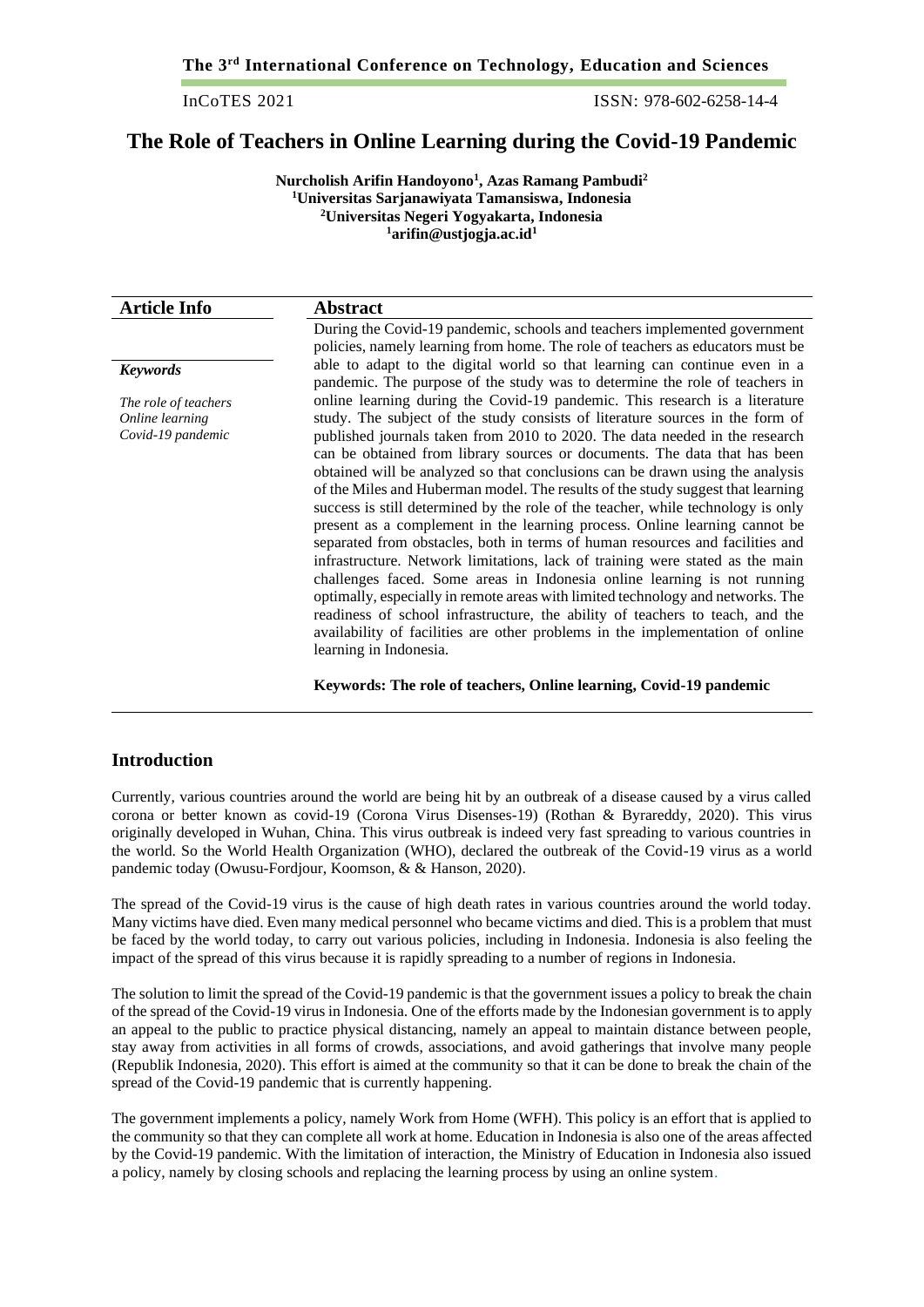# The Role of Teachers in Online Learning during the Covid-19 Pandemic

**Nurcholish Arifin Handoyono[1], Azas Ramang Pambudi[2]**
**[1]Universitas Sarjanawiyata Tamansiswa, Indonesia**
**[2]Universitas Negeri Yogyakarta, Indonesia**
**[1]arifin@ustjogja.ac.id[1]**

## Article Info

***Keywords***

*The role of teachers*
*Online learning*
*Covid-19 pandemic*

## Abstract

During the Covid-19 pandemic, schools and teachers implemented government policies, namely learning from home. The role of teachers as educators must be able to adapt to the digital world so that learning can continue even in a pandemic. The purpose of the study was to determine the role of teachers in online learning during the Covid-19 pandemic. This research is a literature study. The subject of the study consists of literature sources in the form of published journals taken from 2010 to 2020. The data needed in the research can be obtained from library sources or documents. The data that has been obtained will be analyzed so that conclusions can be drawn using the analysis of the Miles and Huberman model. The results of the study suggest that learning success is still determined by the role of the teacher, while technology is only present as a complement in the learning process. Online learning cannot be separated from obstacles, both in terms of human resources and facilities and infrastructure. Network limitations, lack of training were stated as the main challenges faced. Some areas in Indonesia online learning is not running optimally, especially in remote areas with limited technology and networks. The readiness of school infrastructure, the ability of teachers to teach, and the availability of facilities are other problems in the implementation of online learning in Indonesia.

**Keywords: The role of teachers, Online learning, Covid-19 pandemic**

## Introduction

Currently, various countries around the world are being hit by an outbreak of a disease caused by a virus called corona or better known as covid-19 (Corona Virus Disenses-19) (Rothan & Byrareddy, 2020). This virus originally developed in Wuhan, China. This virus outbreak is indeed very fast spreading to various countries in the world. So the World Health Organization (WHO), declared the outbreak of the Covid-19 virus as a world pandemic today (Owusu-Fordjour, Koomson, & & Hanson, 2020).

The spread of the Covid-19 virus is the cause of high death rates in various countries around the world today. Many victims have died. Even many medical personnel who became victims and died. This is a problem that must be faced by the world today, to carry out various policies, including in Indonesia. Indonesia is also feeling the impact of the spread of this virus because it is rapidly spreading to a number of regions in Indonesia.

The solution to limit the spread of the Covid-19 pandemic is that the government issues a policy to break the chain of the spread of the Covid-19 virus in Indonesia. One of the efforts made by the Indonesian government is to apply an appeal to the public to practice physical distancing, namely an appeal to maintain distance between people, stay away from activities in all forms of crowds, associations, and avoid gatherings that involve many people (Republik Indonesia, 2020). This effort is aimed at the community so that it can be done to break the chain of the spread of the Covid-19 pandemic that is currently happening.

The government implements a policy, namely Work from Home (WFH). This policy is an effort that is applied to the community so that they can complete all work at home. Education in Indonesia is also one of the areas affected by the Covid-19 pandemic. With the limitation of interaction, the Ministry of Education in Indonesia also issued a policy, namely by closing schools and replacing the learning process by using an online system.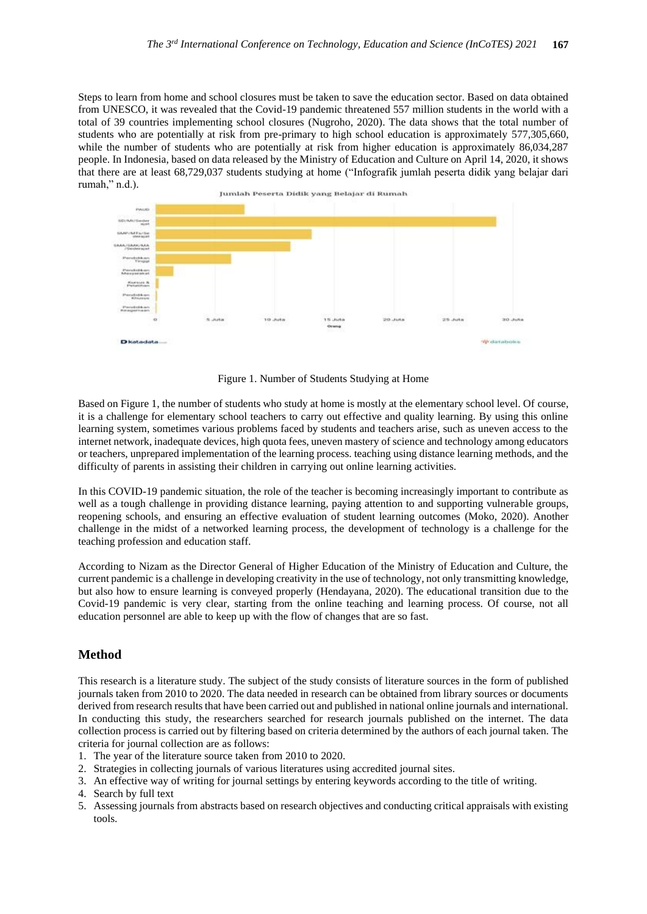Steps to learn from home and school closures must be taken to save the education sector. Based on data obtained from UNESCO, it was revealed that the Covid-19 pandemic threatened 557 million students in the world with a total of 39 countries implementing school closures (Nugroho, 2020). The data shows that the total number of students who are potentially at risk from pre-primary to high school education is approximately 577,305,660, while the number of students who are potentially at risk from higher education is approximately 86,034,287 people. In Indonesia, based on data released by the Ministry of Education and Culture on April 14, 2020, it shows that there are at least 68,729,037 students studying at home ("Infografik jumlah peserta didik yang belajar dari rumah," n.d.).

Figure 1. Number of Students Studying at Home

Based on Figure 1, the number of students who study at home is mostly at the elementary school level. Of course, it is a challenge for elementary school teachers to carry out effective and quality learning. By using this online learning system, sometimes various problems faced by students and teachers arise, such as uneven access to the internet network, inadequate devices, high quota fees, uneven mastery of science and technology among educators or teachers, unprepared implementation of the learning process. teaching using distance learning methods, and the difficulty of parents in assisting their children in carrying out online learning activities.

In this COVID-19 pandemic situation, the role of the teacher is becoming increasingly important to contribute as well as a tough challenge in providing distance learning, paying attention to and supporting vulnerable groups, reopening schools, and ensuring an effective evaluation of student learning outcomes (Moko, 2020). Another challenge in the midst of a networked learning process, the development of technology is a challenge for the teaching profession and education staff.

According to Nizam as the Director General of Higher Education of the Ministry of Education and Culture, the current pandemic is a challenge in developing creativity in the use of technology, not only transmitting knowledge, but also how to ensure learning is conveyed properly (Hendayana, 2020). The educational transition due to the Covid-19 pandemic is very clear, starting from the online teaching and learning process. Of course, not all education personnel are able to keep up with the flow of changes that are so fast.

## Method

This research is a literature study. The subject of the study consists of literature sources in the form of published journals taken from 2010 to 2020. The data needed in research can be obtained from library sources or documents derived from research results that have been carried out and published in national online journals and international. In conducting this study, the researchers searched for research journals published on the internet. The data collection process is carried out by filtering based on criteria determined by the authors of each journal taken. The criteria for journal collection are as follows:

1. The year of the literature source taken from 2010 to 2020.
2. Strategies in collecting journals of various literatures using accredited journal sites.
3. An effective way of writing for journal settings by entering keywords according to the title of writing.
4. Search by full text
5. Assessing journals from abstracts based on research objectives and conducting critical appraisals with existing tools.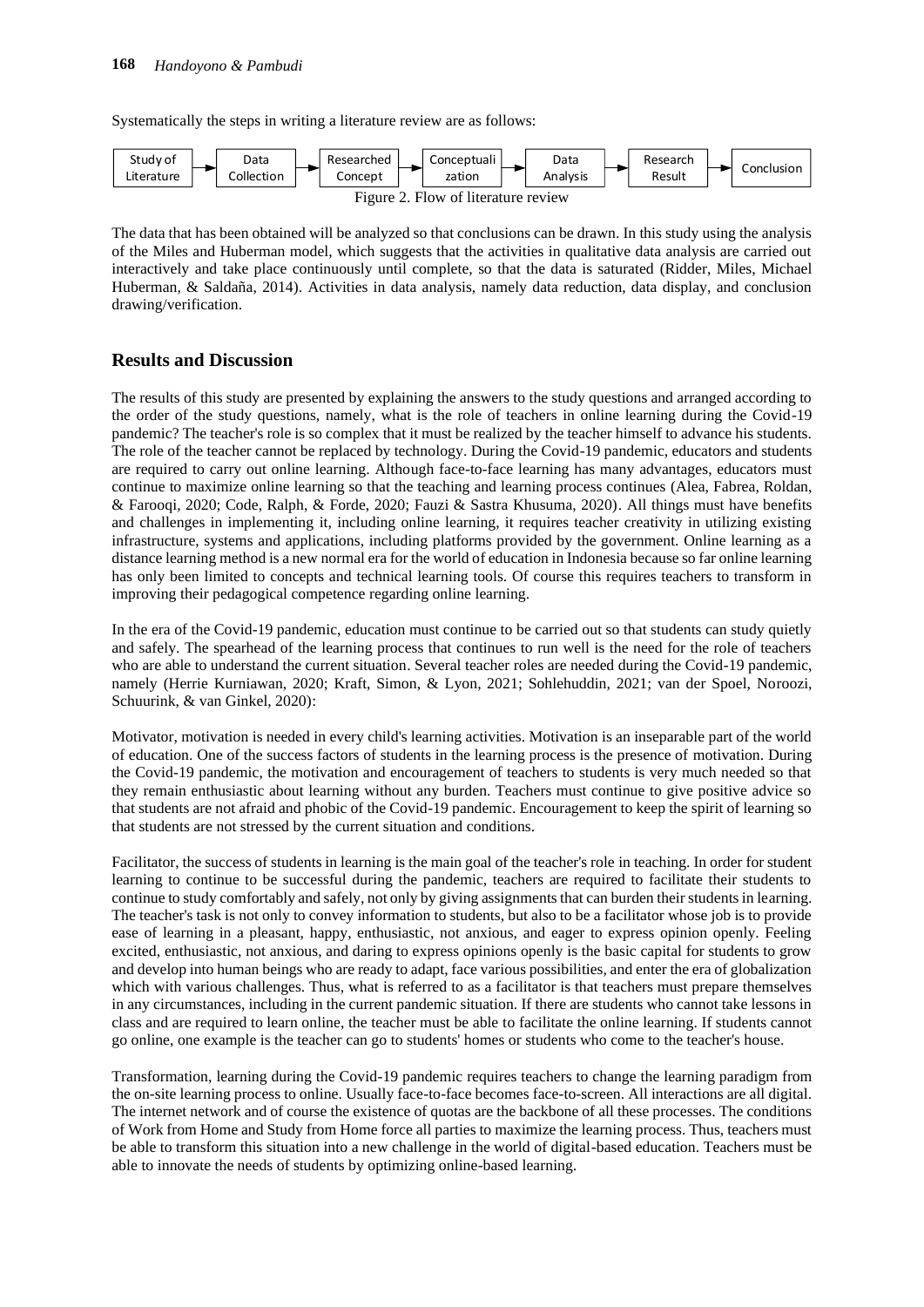Systematically the steps in writing a literature review are as follows:

Study of Literature → Data Collection → Researched Concept → Conceptualization → Data Analysis → Research Result → Conclusion

Figure 2. Flow of literature review

The data that has been obtained will be analyzed so that conclusions can be drawn. In this study using the analysis of the Miles and Huberman model, which suggests that the activities in qualitative data analysis are carried out interactively and take place continuously until complete, so that the data is saturated (Ridder, Miles, Michael Huberman, & Saldaña, 2014). Activities in data analysis, namely data reduction, data display, and conclusion drawing/verification.

## Results and Discussion

The results of this study are presented by explaining the answers to the study questions and arranged according to the order of the study questions, namely, what is the role of teachers in online learning during the Covid-19 pandemic? The teacher's role is so complex that it must be realized by the teacher himself to advance his students. The role of the teacher cannot be replaced by technology. During the Covid-19 pandemic, educators and students are required to carry out online learning. Although face-to-face learning has many advantages, educators must continue to maximize online learning so that the teaching and learning process continues (Alea, Fabrea, Roldan, & Farooqi, 2020; Code, Ralph, & Forde, 2020; Fauzi & Sastra Khusuma, 2020). All things must have benefits and challenges in implementing it, including online learning, it requires teacher creativity in utilizing existing infrastructure, systems and applications, including platforms provided by the government. Online learning as a distance learning method is a new normal era for the world of education in Indonesia because so far online learning has only been limited to concepts and technical learning tools. Of course this requires teachers to transform in improving their pedagogical competence regarding online learning.

In the era of the Covid-19 pandemic, education must continue to be carried out so that students can study quietly and safely. The spearhead of the learning process that continues to run well is the need for the role of teachers who are able to understand the current situation. Several teacher roles are needed during the Covid-19 pandemic, namely (Herrie Kurniawan, 2020; Kraft, Simon, & Lyon, 2021; Sohlehuddin, 2021; van der Spoel, Noroozi, Schuurink, & van Ginkel, 2020):

Motivator, motivation is needed in every child's learning activities. Motivation is an inseparable part of the world of education. One of the success factors of students in the learning process is the presence of motivation. During the Covid-19 pandemic, the motivation and encouragement of teachers to students is very much needed so that they remain enthusiastic about learning without any burden. Teachers must continue to give positive advice so that students are not afraid and phobic of the Covid-19 pandemic. Encouragement to keep the spirit of learning so that students are not stressed by the current situation and conditions.

Facilitator, the success of students in learning is the main goal of the teacher's role in teaching. In order for student learning to continue to be successful during the pandemic, teachers are required to facilitate their students to continue to study comfortably and safely, not only by giving assignments that can burden their students in learning. The teacher's task is not only to convey information to students, but also to be a facilitator whose job is to provide ease of learning in a pleasant, happy, enthusiastic, not anxious, and eager to express opinion openly. Feeling excited, enthusiastic, not anxious, and daring to express opinions openly is the basic capital for students to grow and develop into human beings who are ready to adapt, face various possibilities, and enter the era of globalization which with various challenges. Thus, what is referred to as a facilitator is that teachers must prepare themselves in any circumstances, including in the current pandemic situation. If there are students who cannot take lessons in class and are required to learn online, the teacher must be able to facilitate the online learning. If students cannot go online, one example is the teacher can go to students' homes or students who come to the teacher's house.

Transformation, learning during the Covid-19 pandemic requires teachers to change the learning paradigm from the on-site learning process to online. Usually face-to-face becomes face-to-screen. All interactions are all digital. The internet network and of course the existence of quotas are the backbone of all these processes. The conditions of Work from Home and Study from Home force all parties to maximize the learning process. Thus, teachers must be able to transform this situation into a new challenge in the world of digital-based education. Teachers must be able to innovate the needs of students by optimizing online-based learning.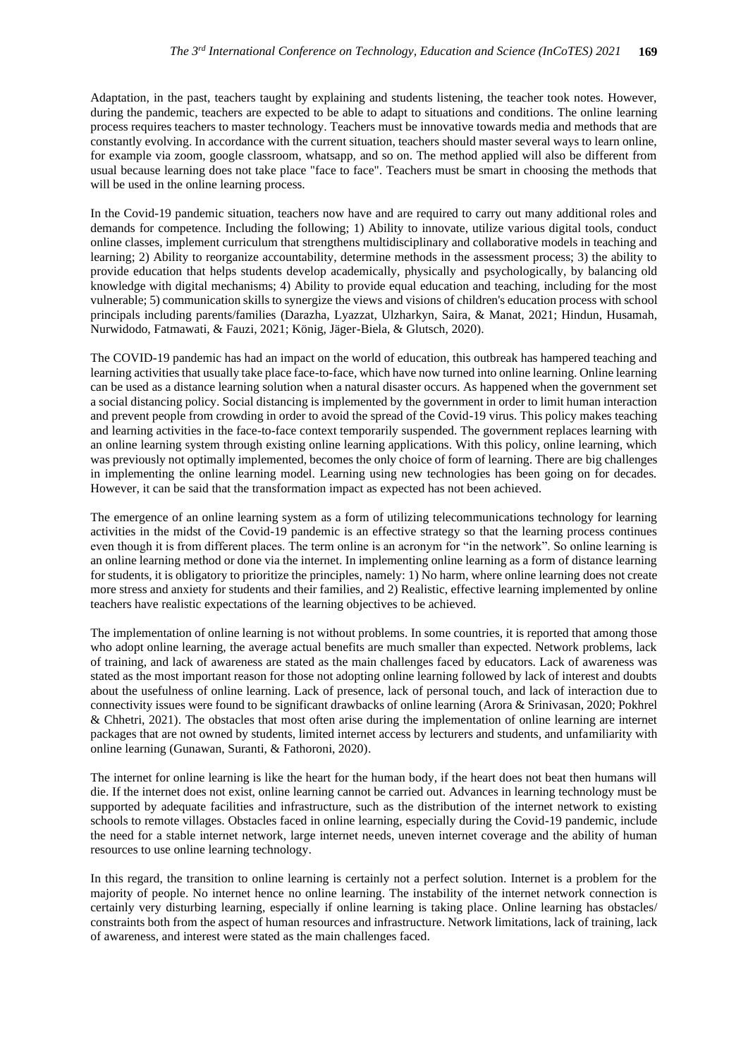Adaptation, in the past, teachers taught by explaining and students listening, the teacher took notes. However, during the pandemic, teachers are expected to be able to adapt to situations and conditions. The online learning process requires teachers to master technology. Teachers must be innovative towards media and methods that are constantly evolving. In accordance with the current situation, teachers should master several ways to learn online, for example via zoom, google classroom, whatsapp, and so on. The method applied will also be different from usual because learning does not take place "face to face". Teachers must be smart in choosing the methods that will be used in the online learning process.

In the Covid-19 pandemic situation, teachers now have and are required to carry out many additional roles and demands for competence. Including the following; 1) Ability to innovate, utilize various digital tools, conduct online classes, implement curriculum that strengthens multidisciplinary and collaborative models in teaching and learning; 2) Ability to reorganize accountability, determine methods in the assessment process; 3) the ability to provide education that helps students develop academically, physically and psychologically, by balancing old knowledge with digital mechanisms; 4) Ability to provide equal education and teaching, including for the most vulnerable; 5) communication skills to synergize the views and visions of children's education process with school principals including parents/families (Darazha, Lyazzat, Ulzharkyn, Saira, & Manat, 2021; Hindun, Husamah, Nurwidodo, Fatmawati, & Fauzi, 2021; König, Jäger-Biela, & Glutsch, 2020).

The COVID-19 pandemic has had an impact on the world of education, this outbreak has hampered teaching and learning activities that usually take place face-to-face, which have now turned into online learning. Online learning can be used as a distance learning solution when a natural disaster occurs. As happened when the government set a social distancing policy. Social distancing is implemented by the government in order to limit human interaction and prevent people from crowding in order to avoid the spread of the Covid-19 virus. This policy makes teaching and learning activities in the face-to-face context temporarily suspended. The government replaces learning with an online learning system through existing online learning applications. With this policy, online learning, which was previously not optimally implemented, becomes the only choice of form of learning. There are big challenges in implementing the online learning model. Learning using new technologies has been going on for decades. However, it can be said that the transformation impact as expected has not been achieved.

The emergence of an online learning system as a form of utilizing telecommunications technology for learning activities in the midst of the Covid-19 pandemic is an effective strategy so that the learning process continues even though it is from different places. The term online is an acronym for "in the network". So online learning is an online learning method or done via the internet. In implementing online learning as a form of distance learning for students, it is obligatory to prioritize the principles, namely: 1) No harm, where online learning does not create more stress and anxiety for students and their families, and 2) Realistic, effective learning implemented by online teachers have realistic expectations of the learning objectives to be achieved.

The implementation of online learning is not without problems. In some countries, it is reported that among those who adopt online learning, the average actual benefits are much smaller than expected. Network problems, lack of training, and lack of awareness are stated as the main challenges faced by educators. Lack of awareness was stated as the most important reason for those not adopting online learning followed by lack of interest and doubts about the usefulness of online learning. Lack of presence, lack of personal touch, and lack of interaction due to connectivity issues were found to be significant drawbacks of online learning (Arora & Srinivasan, 2020; Pokhrel & Chhetri, 2021). The obstacles that most often arise during the implementation of online learning are internet packages that are not owned by students, limited internet access by lecturers and students, and unfamiliarity with online learning (Gunawan, Suranti, & Fathoroni, 2020).

The internet for online learning is like the heart for the human body, if the heart does not beat then humans will die. If the internet does not exist, online learning cannot be carried out. Advances in learning technology must be supported by adequate facilities and infrastructure, such as the distribution of the internet network to existing schools to remote villages. Obstacles faced in online learning, especially during the Covid-19 pandemic, include the need for a stable internet network, large internet needs, uneven internet coverage and the ability of human resources to use online learning technology.

In this regard, the transition to online learning is certainly not a perfect solution. Internet is a problem for the majority of people. No internet hence no online learning. The instability of the internet network connection is certainly very disturbing learning, especially if online learning is taking place. Online learning has obstacles/ constraints both from the aspect of human resources and infrastructure. Network limitations, lack of training, lack of awareness, and interest were stated as the main challenges faced.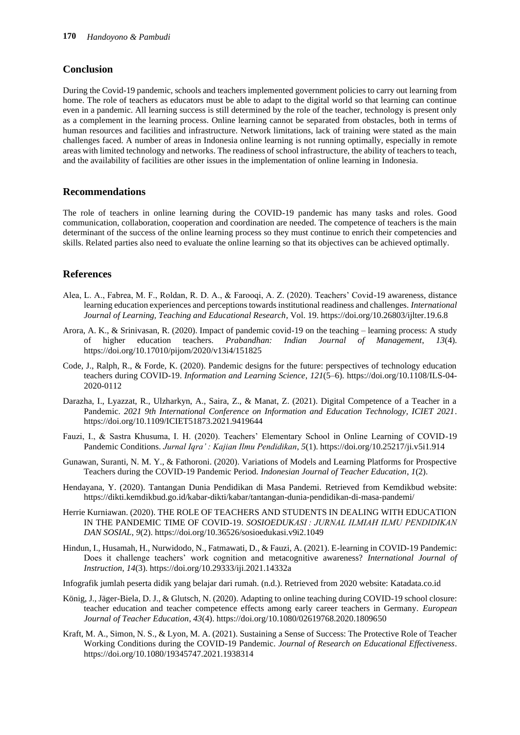## Conclusion

During the Covid-19 pandemic, schools and teachers implemented government policies to carry out learning from home. The role of teachers as educators must be able to adapt to the digital world so that learning can continue even in a pandemic. All learning success is still determined by the role of the teacher, technology is present only as a complement in the learning process. Online learning cannot be separated from obstacles, both in terms of human resources and facilities and infrastructure. Network limitations, lack of training were stated as the main challenges faced. A number of areas in Indonesia online learning is not running optimally, especially in remote areas with limited technology and networks. The readiness of school infrastructure, the ability of teachers to teach, and the availability of facilities are other issues in the implementation of online learning in Indonesia.

## Recommendations

The role of teachers in online learning during the COVID-19 pandemic has many tasks and roles. Good communication, collaboration, cooperation and coordination are needed. The competence of teachers is the main determinant of the success of the online learning process so they must continue to enrich their competencies and skills. Related parties also need to evaluate the online learning so that its objectives can be achieved optimally.

## References

Alea, L. A., Fabrea, M. F., Roldan, R. D. A., & Farooqi, A. Z. (2020). Teachers' Covid-19 awareness, distance learning education experiences and perceptions towards institutional readiness and challenges. *International Journal of Learning, Teaching and Educational Research*, Vol. 19. https://doi.org/10.26803/ijlter.19.6.8

Arora, A. K., & Srinivasan, R. (2020). Impact of pandemic covid-19 on the teaching – learning process: A study of higher education teachers. *Prabandhan: Indian Journal of Management*, *13*(4). https://doi.org/10.17010/pijom/2020/v13i4/151825

Code, J., Ralph, R., & Forde, K. (2020). Pandemic designs for the future: perspectives of technology education teachers during COVID-19. *Information and Learning Science*, *121*(5–6). https://doi.org/10.1108/ILS-04-2020-0112

Darazha, I., Lyazzat, R., Ulzharkyn, A., Saira, Z., & Manat, Z. (2021). Digital Competence of a Teacher in a Pandemic. *2021 9th International Conference on Information and Education Technology, ICIET 2021*. https://doi.org/10.1109/ICIET51873.2021.9419644

Fauzi, I., & Sastra Khusuma, I. H. (2020). Teachers' Elementary School in Online Learning of COVID-19 Pandemic Conditions. *Jurnal Iqra' : Kajian Ilmu Pendidikan*, *5*(1). https://doi.org/10.25217/ji.v5i1.914

Gunawan, Suranti, N. M. Y., & Fathoroni. (2020). Variations of Models and Learning Platforms for Prospective Teachers during the COVID-19 Pandemic Period. *Indonesian Journal of Teacher Education*, *1*(2).

Hendayana, Y. (2020). Tantangan Dunia Pendidikan di Masa Pandemi. Retrieved from Kemdikbud website: https://dikti.kemdikbud.go.id/kabar-dikti/kabar/tantangan-dunia-pendidikan-di-masa-pandemi/

Herrie Kurniawan. (2020). THE ROLE OF TEACHERS AND STUDENTS IN DEALING WITH EDUCATION IN THE PANDEMIC TIME OF COVID-19. *SOSIOEDUKASI : JURNAL ILMIAH ILMU PENDIDIKAN DAN SOSIAL*, *9*(2). https://doi.org/10.36526/sosioedukasi.v9i2.1049

Hindun, I., Husamah, H., Nurwidodo, N., Fatmawati, D., & Fauzi, A. (2021). E-learning in COVID-19 Pandemic: Does it challenge teachers' work cognition and metacognitive awareness? *International Journal of Instruction*, *14*(3). https://doi.org/10.29333/iji.2021.14332a

Infografik jumlah peserta didik yang belajar dari rumah. (n.d.). Retrieved from 2020 website: Katadata.co.id

König, J., Jäger-Biela, D. J., & Glutsch, N. (2020). Adapting to online teaching during COVID-19 school closure: teacher education and teacher competence effects among early career teachers in Germany. *European Journal of Teacher Education*, *43*(4). https://doi.org/10.1080/02619768.2020.1809650

Kraft, M. A., Simon, N. S., & Lyon, M. A. (2021). Sustaining a Sense of Success: The Protective Role of Teacher Working Conditions during the COVID-19 Pandemic. *Journal of Research on Educational Effectiveness*. https://doi.org/10.1080/19345747.2021.1938314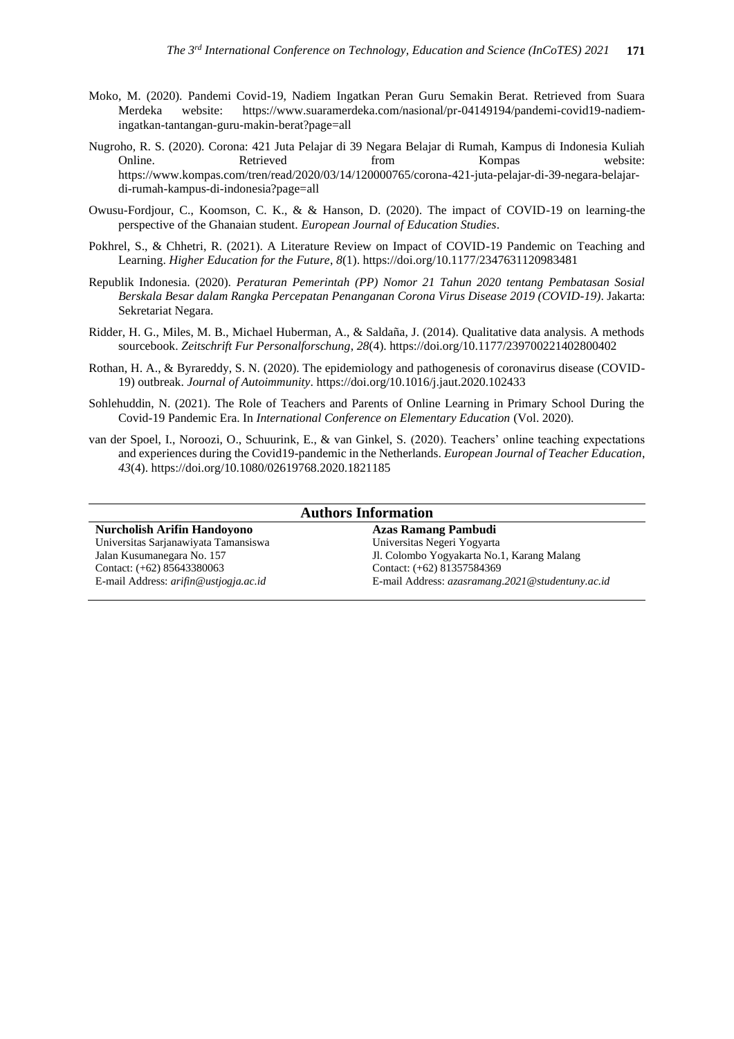Moko, M. (2020). Pandemi Covid-19, Nadiem Ingatkan Peran Guru Semakin Berat. Retrieved from Suara Merdeka website: https://www.suaramerdeka.com/nasional/pr-04149194/pandemi-covid19-nadiem-ingatkan-tantangan-guru-makin-berat?page=all

Nugroho, R. S. (2020). Corona: 421 Juta Pelajar di 39 Negara Belajar di Rumah, Kampus di Indonesia Kuliah Online. Retrieved from Kompas website: https://www.kompas.com/tren/read/2020/03/14/120000765/corona-421-juta-pelajar-di-39-negara-belajar-di-rumah-kampus-di-indonesia?page=all

Owusu-Fordjour, C., Koomson, C. K., & & Hanson, D. (2020). The impact of COVID-19 on learning-the perspective of the Ghanaian student. *European Journal of Education Studies*.

Pokhrel, S., & Chhetri, R. (2021). A Literature Review on Impact of COVID-19 Pandemic on Teaching and Learning. *Higher Education for the Future*, *8*(1). https://doi.org/10.1177/2347631120983481

Republik Indonesia. (2020). *Peraturan Pemerintah (PP) Nomor 21 Tahun 2020 tentang Pembatasan Sosial Berskala Besar dalam Rangka Percepatan Penanganan Corona Virus Disease 2019 (COVID-19)*. Jakarta: Sekretariat Negara.

Ridder, H. G., Miles, M. B., Michael Huberman, A., & Saldaña, J. (2014). Qualitative data analysis. A methods sourcebook. *Zeitschrift Fur Personalforschung*, *28*(4). https://doi.org/10.1177/239700221402800402

Rothan, H. A., & Byrareddy, S. N. (2020). The epidemiology and pathogenesis of coronavirus disease (COVID-19) outbreak. *Journal of Autoimmunity*. https://doi.org/10.1016/j.jaut.2020.102433

Sohlehuddin, N. (2021). The Role of Teachers and Parents of Online Learning in Primary School During the Covid-19 Pandemic Era. In *International Conference on Elementary Education* (Vol. 2020).

van der Spoel, I., Noroozi, O., Schuurink, E., & van Ginkel, S. (2020). Teachers' online teaching expectations and experiences during the Covid19-pandemic in the Netherlands. *European Journal of Teacher Education*, *43*(4). https://doi.org/10.1080/02619768.2020.1821185

## Authors Information

**Nurcholish Arifin Handoyono**
Universitas Sarjanawiyata Tamansiswa
Jalan Kusumanegara No. 157
Contact: (+62) 85643380063
E-mail Address: *arifin@ustjogja.ac.id*

**Azas Ramang Pambudi**
Universitas Negeri Yogyarta
Jl. Colombo Yogyakarta No.1, Karang Malang
Contact: (+62) 81357584369
E-mail Address: *azasramang.2021@studentuny.ac.id*